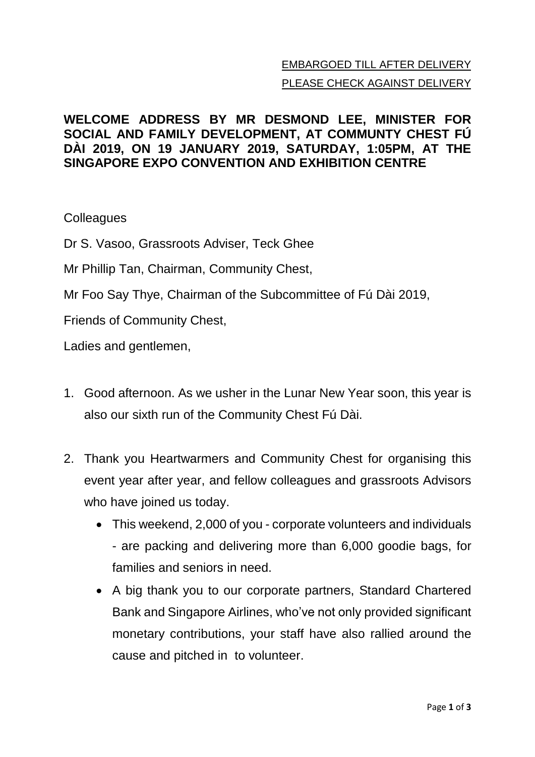EMBARGOED TILL AFTER DELIVERY

PLEASE CHECK AGAINST DELIVERY

**WELCOME ADDRESS BY MR DESMOND LEE, MINISTER FOR SOCIAL AND FAMILY DEVELOPMENT, AT COMMUNTY CHEST FÚ DÀI 2019, ON 19 JANUARY 2019, SATURDAY, 1:05PM, AT THE SINGAPORE EXPO CONVENTION AND EXHIBITION CENTRE**

Colleagues

Dr S. Vasoo, Grassroots Adviser, Teck Ghee

Mr Phillip Tan, Chairman, Community Chest,

Mr Foo Say Thye, Chairman of the Subcommittee of Fú Dài 2019,

Friends of Community Chest,

Ladies and gentlemen,

1. Good afternoon. As we usher in the Lunar New Year soon, this year is also our sixth run of the Community Chest Fú Dài.

2. Thank you Heartwarmers and Community Chest for organising this event year after year, and fellow colleagues and grassroots Advisors who have joined us today.
   - This weekend, 2,000 of you - corporate volunteers and individuals - are packing and delivering more than 6,000 goodie bags, for families and seniors in need.
   - A big thank you to our corporate partners, Standard Chartered Bank and Singapore Airlines, who've not only provided significant monetary contributions, your staff have also rallied around the cause and pitched in to volunteer.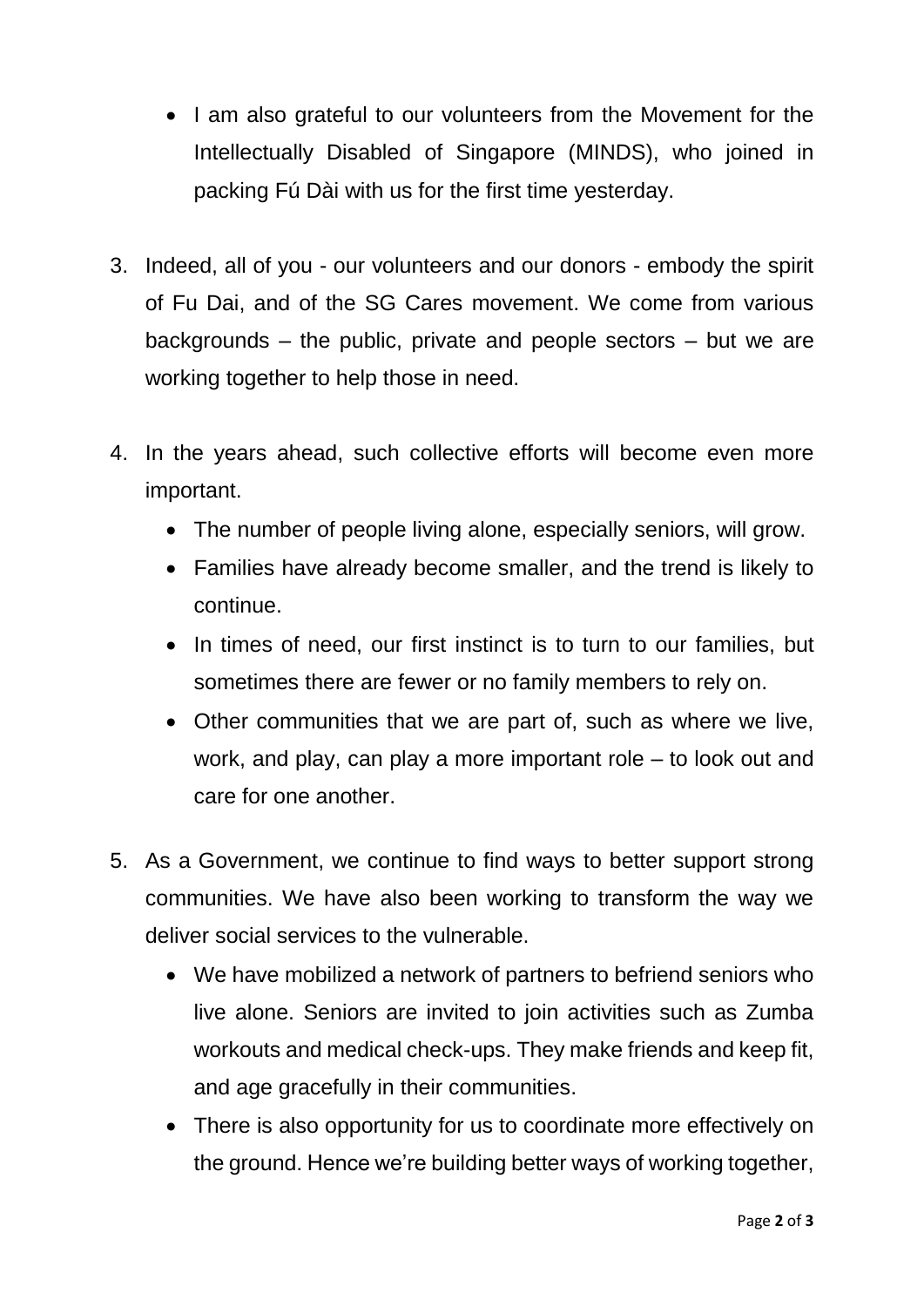- I am also grateful to our volunteers from the Movement for the Intellectually Disabled of Singapore (MINDS), who joined in packing Fú Dài with us for the first time yesterday.

3. Indeed, all of you - our volunteers and our donors - embody the spirit of Fu Dai, and of the SG Cares movement. We come from various backgrounds – the public, private and people sectors – but we are working together to help those in need.

4. In the years ahead, such collective efforts will become even more important.
   - The number of people living alone, especially seniors, will grow.
   - Families have already become smaller, and the trend is likely to continue.
   - In times of need, our first instinct is to turn to our families, but sometimes there are fewer or no family members to rely on.
   - Other communities that we are part of, such as where we live, work, and play, can play a more important role – to look out and care for one another.

5. As a Government, we continue to find ways to better support strong communities. We have also been working to transform the way we deliver social services to the vulnerable.
   - We have mobilized a network of partners to befriend seniors who live alone. Seniors are invited to join activities such as Zumba workouts and medical check-ups. They make friends and keep fit, and age gracefully in their communities.
   - There is also opportunity for us to coordinate more effectively on the ground. Hence we're building better ways of working together,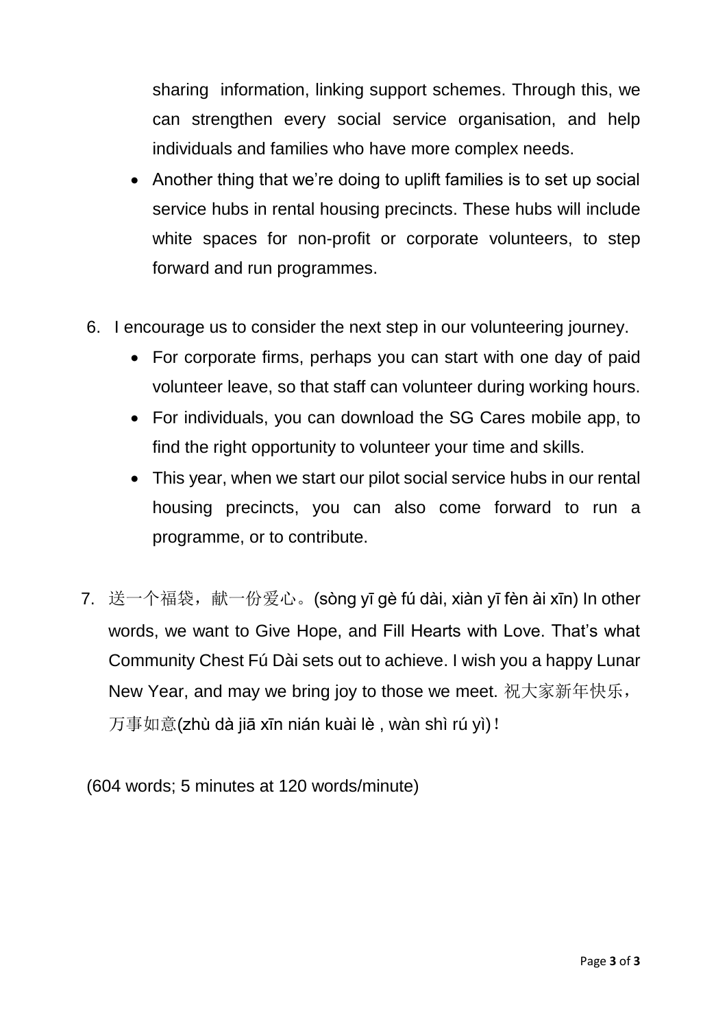sharing information, linking support schemes. Through this, we can strengthen every social service organisation, and help individuals and families who have more complex needs.

- Another thing that we're doing to uplift families is to set up social service hubs in rental housing precincts. These hubs will include white spaces for non-profit or corporate volunteers, to step forward and run programmes.

6. I encourage us to consider the next step in our volunteering journey.
   - For corporate firms, perhaps you can start with one day of paid volunteer leave, so that staff can volunteer during working hours.
   - For individuals, you can download the SG Cares mobile app, to find the right opportunity to volunteer your time and skills.
   - This year, when we start our pilot social service hubs in our rental housing precincts, you can also come forward to run a programme, or to contribute.

7. 送一个福袋，献一份爱心。(sòng yī gè fú dài, xiàn yī fèn ài xīn) In other words, we want to Give Hope, and Fill Hearts with Love. That's what Community Chest Fú Dài sets out to achieve. I wish you a happy Lunar New Year, and may we bring joy to those we meet. 祝大家新年快乐，万事如意(zhù dà jiā xīn nián kuài lè , wàn shì rú yì)!

(604 words; 5 minutes at 120 words/minute)